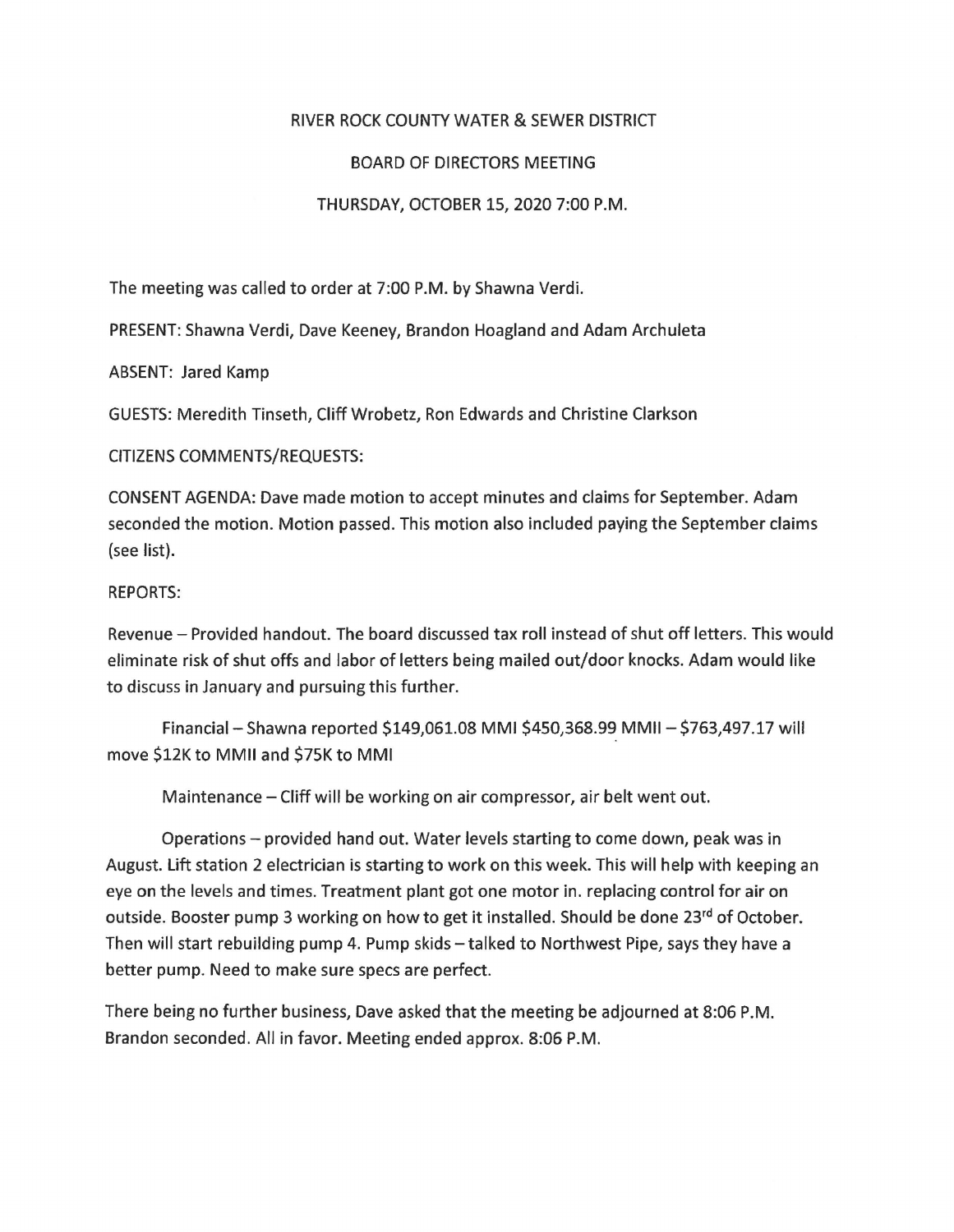# RIVER ROCK COUNTY WATER & SEWER DISTRICT

## BOARD OF DIRECTORS MEETING

### THURSDAY, OCTOBER 15, 2020 7:00 P.M.

The meeting was called to order at 7:00 P.M. by Shawna Verdi.

PRESENT: Shawna Verdi, Dave Keeney, Brandon Hoagland and Adam Archuleta

ABSENT: Jared Kamp

GUESTS: Meredith Tinseth, Cliff Wrobetz, Ron Edwards and Christine Clarkson

CITIZENS COMMENTS/REQUESTS:

CONSENT AGENDA: Dave made motion to accept minutes and claims for September. Adam seconded the motion. Motion passed. This motion also included paying the September claims (see list).

REPORTS:

Revenue – Provided handout. The board discussed tax roll instead of shut off letters. This would eliminate risk of shut offs and labor of letters being mailed out/door knocks. Adam would like to discuss in January and pursuing this further.

Financial – Shawna reported $149,061.08 MMI $450,368.99 MMII – $763,497.17 will move $12K to MMII and $75K to MMI

Maintenance – Cliff will be working on air compressor, air belt went out.

Operations – provided hand out. Water levels starting to come down, peak was in August. Lift station 2 electrician is starting to work on this week. This will help with keeping an eye on the levels and times. Treatment plant got one motor in. replacing control for air on outside. Booster pump 3 working on how to get it installed. Should be done 23rd of October. Then will start rebuilding pump 4. Pump skids – talked to Northwest Pipe, says they have a better pump. Need to make sure specs are perfect.

There being no further business, Dave asked that the meeting be adjourned at 8:06 P.M. Brandon seconded. All in favor. Meeting ended approx. 8:06 P.M.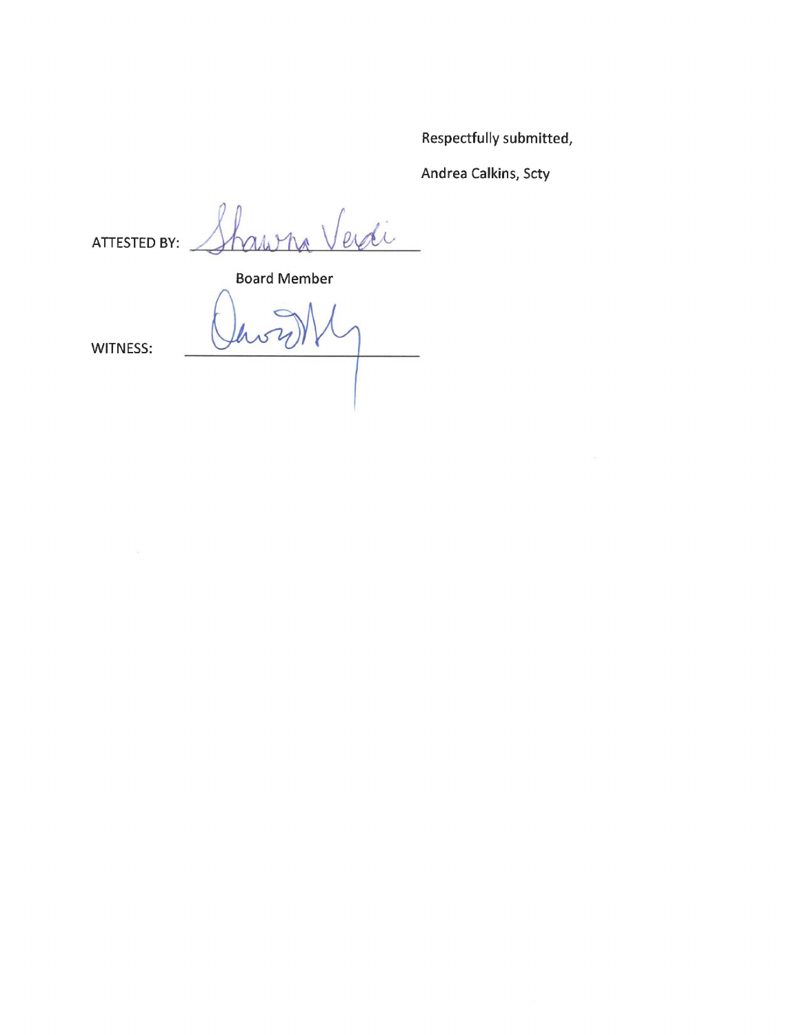Respectfully submitted,

Andrea Calkins, Scty

ATTESTED BY: Shawna Verdi

Board Member

WITNESS: